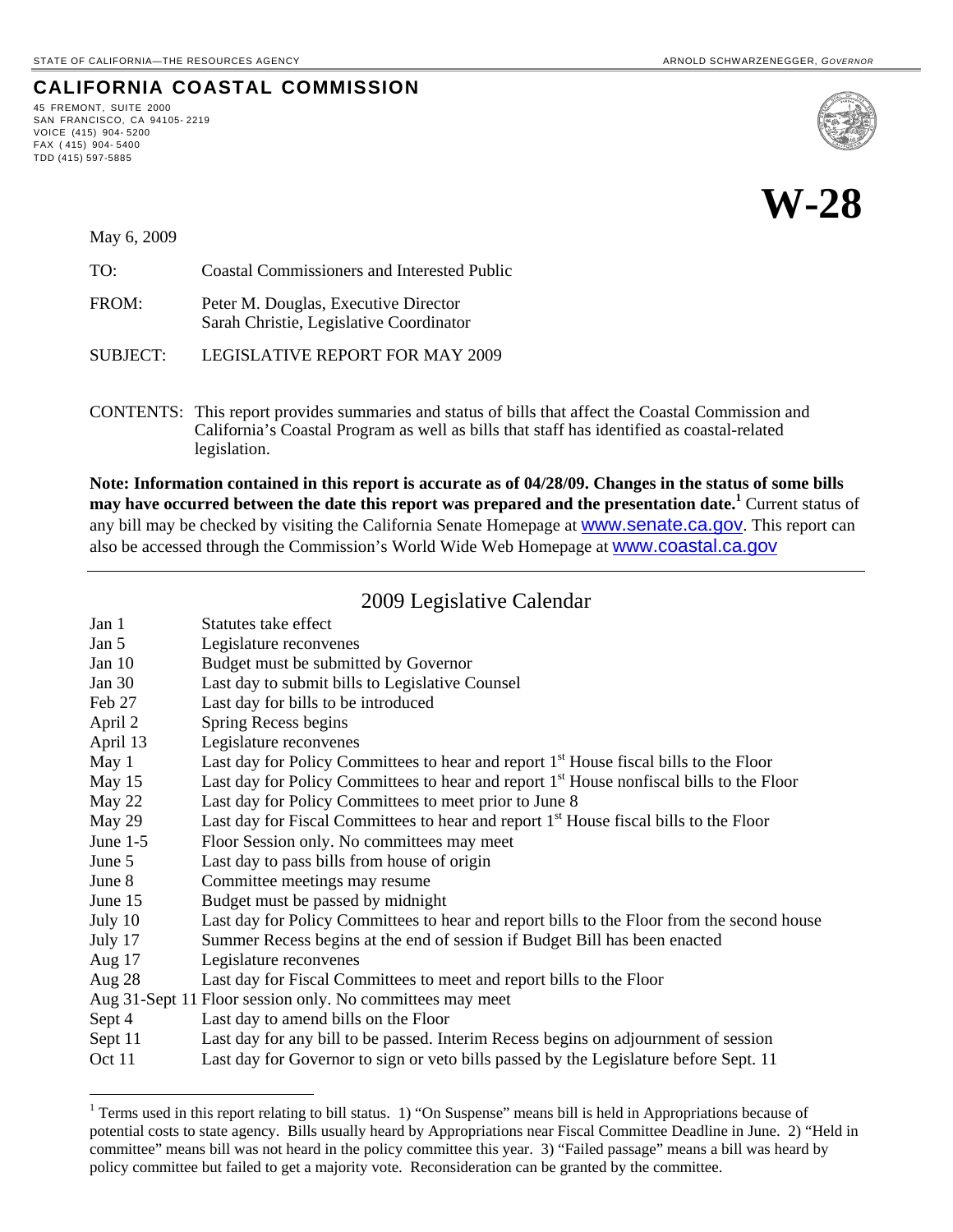STATE OF CALIFORNIA—THE RESOURCES AGENCY

ARNOLD SCHWARZENEGGER, *GOVERNOR*

## CALIFORNIA COASTAL COMMISSION

45 FREMONT, SUITE 2000
SAN FRANCISCO, CA 94105-2219
VOICE (415) 904-5200
FAX (415) 904-5400
TDD (415) 597-5885

# W-28

May 6, 2009

TO: Coastal Commissioners and Interested Public

FROM: Peter M. Douglas, Executive Director
Sarah Christie, Legislative Coordinator

SUBJECT: LEGISLATIVE REPORT FOR MAY 2009

CONTENTS: This report provides summaries and status of bills that affect the Coastal Commission and California's Coastal Program as well as bills that staff has identified as coastal-related legislation.

**Note: Information contained in this report is accurate as of 04/28/09. Changes in the status of some bills may have occurred between the date this report was prepared and the presentation date.[1]** Current status of any bill may be checked by visiting the California Senate Homepage at www.senate.ca.gov. This report can also be accessed through the Commission's World Wide Web Homepage at www.coastal.ca.gov

---

## 2009 Legislative Calendar

| | |
|---|---|
| Jan 1 | Statutes take effect |
| Jan 5 | Legislature reconvenes |
| Jan 10 | Budget must be submitted by Governor |
| Jan 30 | Last day to submit bills to Legislative Counsel |
| Feb 27 | Last day for bills to be introduced |
| April 2 | Spring Recess begins |
| April 13 | Legislature reconvenes |
| May 1 | Last day for Policy Committees to hear and report 1st House fiscal bills to the Floor |
| May 15 | Last day for Policy Committees to hear and report 1st House nonfiscal bills to the Floor |
| May 22 | Last day for Policy Committees to meet prior to June 8 |
| May 29 | Last day for Fiscal Committees to hear and report 1st House fiscal bills to the Floor |
| June 1-5 | Floor Session only. No committees may meet |
| June 5 | Last day to pass bills from house of origin |
| June 8 | Committee meetings may resume |
| June 15 | Budget must be passed by midnight |
| July 10 | Last day for Policy Committees to hear and report bills to the Floor from the second house |
| July 17 | Summer Recess begins at the end of session if Budget Bill has been enacted |
| Aug 17 | Legislature reconvenes |
| Aug 28 | Last day for Fiscal Committees to meet and report bills to the Floor |
| Aug 31-Sept 11 | Floor session only. No committees may meet |
| Sept 4 | Last day to amend bills on the Floor |
| Sept 11 | Last day for any bill to be passed. Interim Recess begins on adjournment of session |
| Oct 11 | Last day for Governor to sign or veto bills passed by the Legislature before Sept. 11 |

---

[1] Terms used in this report relating to bill status. 1) "On Suspense" means bill is held in Appropriations because of potential costs to state agency. Bills usually heard by Appropriations near Fiscal Committee Deadline in June. 2) "Held in committee" means bill was not heard in the policy committee this year. 3) "Failed passage" means a bill was heard by policy committee but failed to get a majority vote. Reconsideration can be granted by the committee.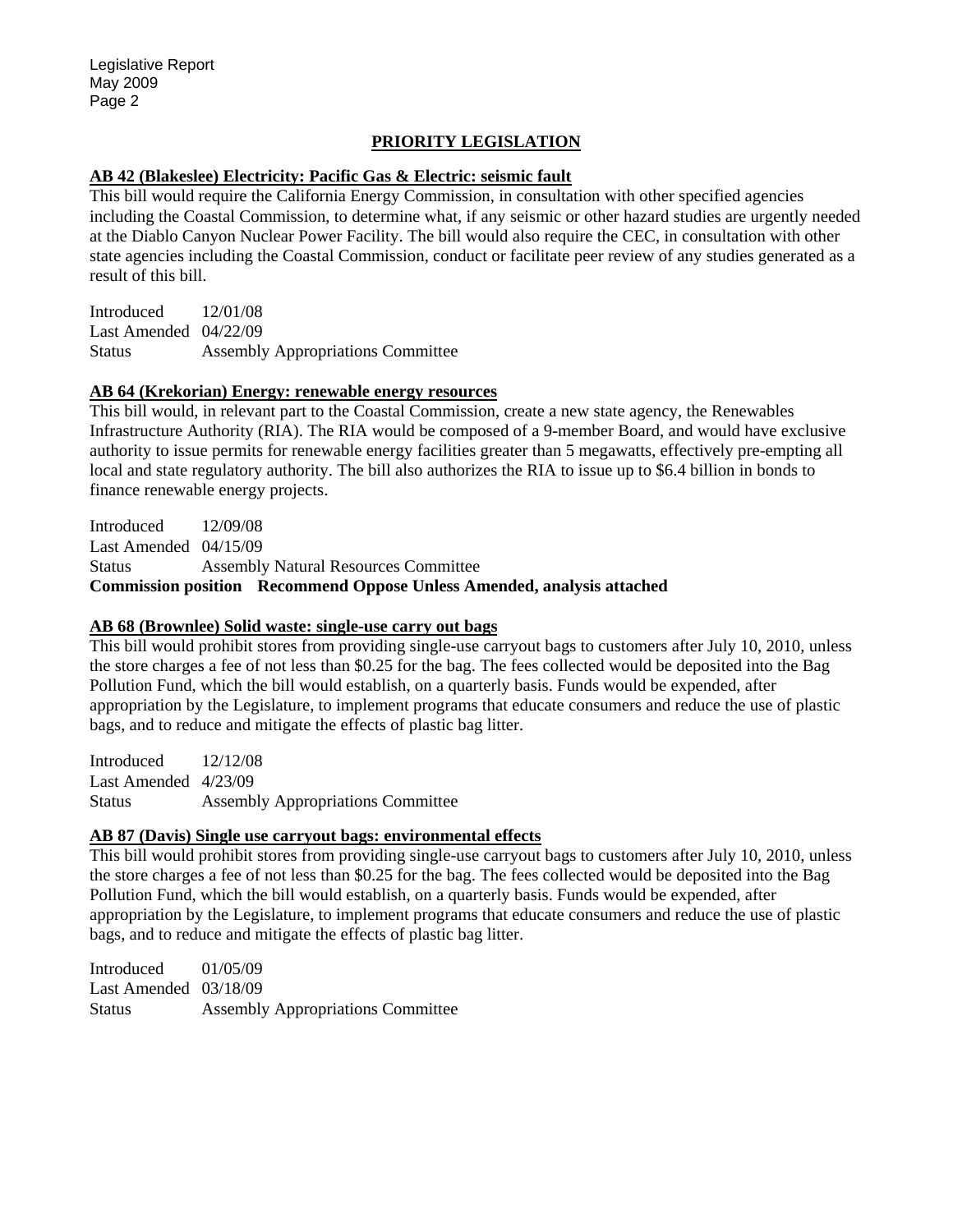## PRIORITY LEGISLATION

### AB 42 (Blakeslee) Electricity: Pacific Gas & Electric: seismic fault

This bill would require the California Energy Commission, in consultation with other specified agencies including the Coastal Commission, to determine what, if any seismic or other hazard studies are urgently needed at the Diablo Canyon Nuclear Power Facility. The bill would also require the CEC, in consultation with other state agencies including the Coastal Commission, conduct or facilitate peer review of any studies generated as a result of this bill.

Introduced 12/01/08
Last Amended 04/22/09
Status Assembly Appropriations Committee

### AB 64 (Krekorian) Energy: renewable energy resources

This bill would, in relevant part to the Coastal Commission, create a new state agency, the Renewables Infrastructure Authority (RIA). The RIA would be composed of a 9-member Board, and would have exclusive authority to issue permits for renewable energy facilities greater than 5 megawatts, effectively pre-empting all local and state regulatory authority. The bill also authorizes the RIA to issue up to $6.4 billion in bonds to finance renewable energy projects.

Introduced 12/09/08
Last Amended 04/15/09
Status Assembly Natural Resources Committee
**Commission position Recommend Oppose Unless Amended, analysis attached**

### AB 68 (Brownlee) Solid waste: single-use carry out bags

This bill would prohibit stores from providing single-use carryout bags to customers after July 10, 2010, unless the store charges a fee of not less than $0.25 for the bag. The fees collected would be deposited into the Bag Pollution Fund, which the bill would establish, on a quarterly basis. Funds would be expended, after appropriation by the Legislature, to implement programs that educate consumers and reduce the use of plastic bags, and to reduce and mitigate the effects of plastic bag litter.

Introduced 12/12/08
Last Amended 4/23/09
Status Assembly Appropriations Committee

### AB 87 (Davis) Single use carryout bags: environmental effects

This bill would prohibit stores from providing single-use carryout bags to customers after July 10, 2010, unless the store charges a fee of not less than $0.25 for the bag. The fees collected would be deposited into the Bag Pollution Fund, which the bill would establish, on a quarterly basis. Funds would be expended, after appropriation by the Legislature, to implement programs that educate consumers and reduce the use of plastic bags, and to reduce and mitigate the effects of plastic bag litter.

Introduced 01/05/09
Last Amended 03/18/09
Status Assembly Appropriations Committee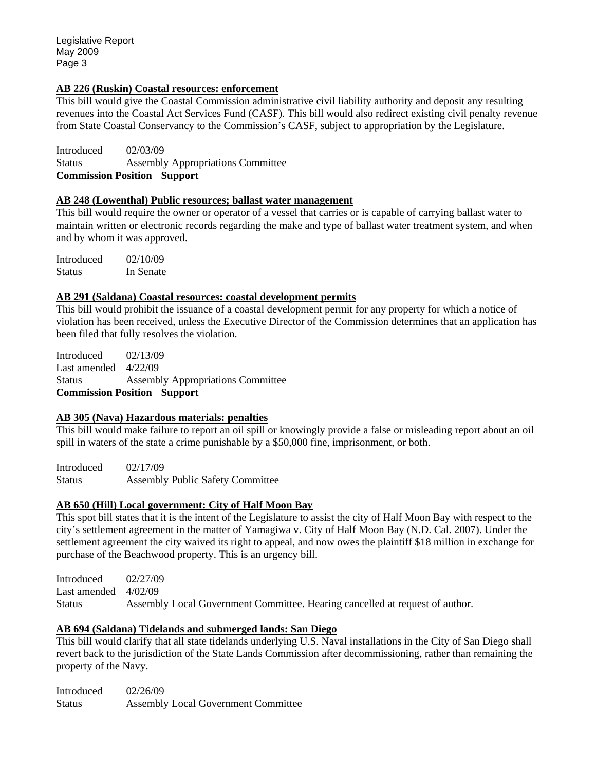**AB 226 (Ruskin) Coastal resources: enforcement**

This bill would give the Coastal Commission administrative civil liability authority and deposit any resulting revenues into the Coastal Act Services Fund (CASF). This bill would also redirect existing civil penalty revenue from State Coastal Conservancy to the Commission's CASF, subject to appropriation by the Legislature.

Introduced 02/03/09
Status Assembly Appropriations Committee
**Commission Position Support**

**AB 248 (Lowenthal) Public resources; ballast water management**

This bill would require the owner or operator of a vessel that carries or is capable of carrying ballast water to maintain written or electronic records regarding the make and type of ballast water treatment system, and when and by whom it was approved.

Introduced 02/10/09
Status In Senate

**AB 291 (Saldana) Coastal resources: coastal development permits**

This bill would prohibit the issuance of a coastal development permit for any property for which a notice of violation has been received, unless the Executive Director of the Commission determines that an application has been filed that fully resolves the violation.

Introduced 02/13/09
Last amended 4/22/09
Status Assembly Appropriations Committee
**Commission Position Support**

**AB 305 (Nava) Hazardous materials: penalties**

This bill would make failure to report an oil spill or knowingly provide a false or misleading report about an oil spill in waters of the state a crime punishable by a $50,000 fine, imprisonment, or both.

Introduced 02/17/09
Status Assembly Public Safety Committee

**AB 650 (Hill) Local government: City of Half Moon Bay**

This spot bill states that it is the intent of the Legislature to assist the city of Half Moon Bay with respect to the city's settlement agreement in the matter of Yamagiwa v. City of Half Moon Bay (N.D. Cal. 2007). Under the settlement agreement the city waived its right to appeal, and now owes the plaintiff $18 million in exchange for purchase of the Beachwood property. This is an urgency bill.

Introduced 02/27/09
Last amended 4/02/09
Status Assembly Local Government Committee. Hearing cancelled at request of author.

**AB 694 (Saldana) Tidelands and submerged lands: San Diego**

This bill would clarify that all state tidelands underlying U.S. Naval installations in the City of San Diego shall revert back to the jurisdiction of the State Lands Commission after decommissioning, rather than remaining the property of the Navy.

Introduced 02/26/09
Status Assembly Local Government Committee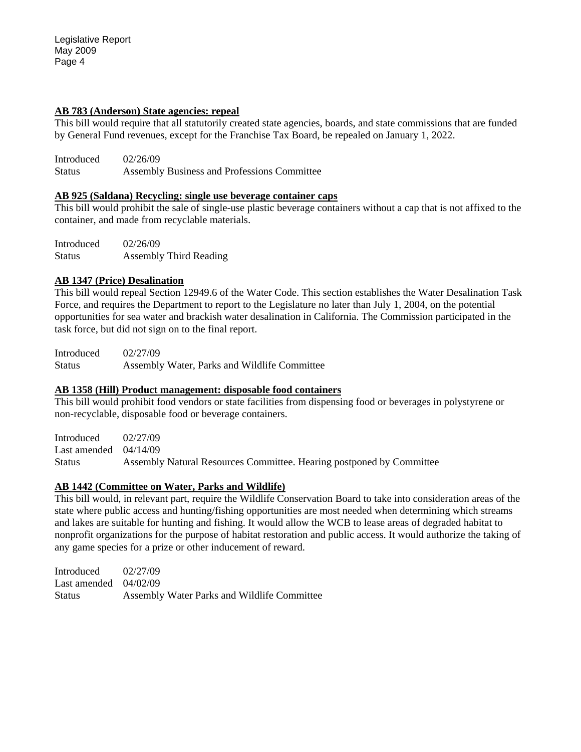**AB 783 (Anderson) State agencies: repeal**

This bill would require that all statutorily created state agencies, boards, and state commissions that are funded by General Fund revenues, except for the Franchise Tax Board, be repealed on January 1, 2022.

Introduced 02/26/09
Status Assembly Business and Professions Committee

**AB 925 (Saldana) Recycling: single use beverage container caps**

This bill would prohibit the sale of single-use plastic beverage containers without a cap that is not affixed to the container, and made from recyclable materials.

Introduced 02/26/09
Status Assembly Third Reading

**AB 1347 (Price) Desalination**

This bill would repeal Section 12949.6 of the Water Code. This section establishes the Water Desalination Task Force, and requires the Department to report to the Legislature no later than July 1, 2004, on the potential opportunities for sea water and brackish water desalination in California. The Commission participated in the task force, but did not sign on to the final report.

Introduced 02/27/09
Status Assembly Water, Parks and Wildlife Committee

**AB 1358 (Hill) Product management: disposable food containers**

This bill would prohibit food vendors or state facilities from dispensing food or beverages in polystyrene or non-recyclable, disposable food or beverage containers.

Introduced 02/27/09
Last amended 04/14/09
Status Assembly Natural Resources Committee. Hearing postponed by Committee

**AB 1442 (Committee on Water, Parks and Wildlife)**

This bill would, in relevant part, require the Wildlife Conservation Board to take into consideration areas of the state where public access and hunting/fishing opportunities are most needed when determining which streams and lakes are suitable for hunting and fishing. It would allow the WCB to lease areas of degraded habitat to nonprofit organizations for the purpose of habitat restoration and public access. It would authorize the taking of any game species for a prize or other inducement of reward.

Introduced 02/27/09
Last amended 04/02/09
Status Assembly Water Parks and Wildlife Committee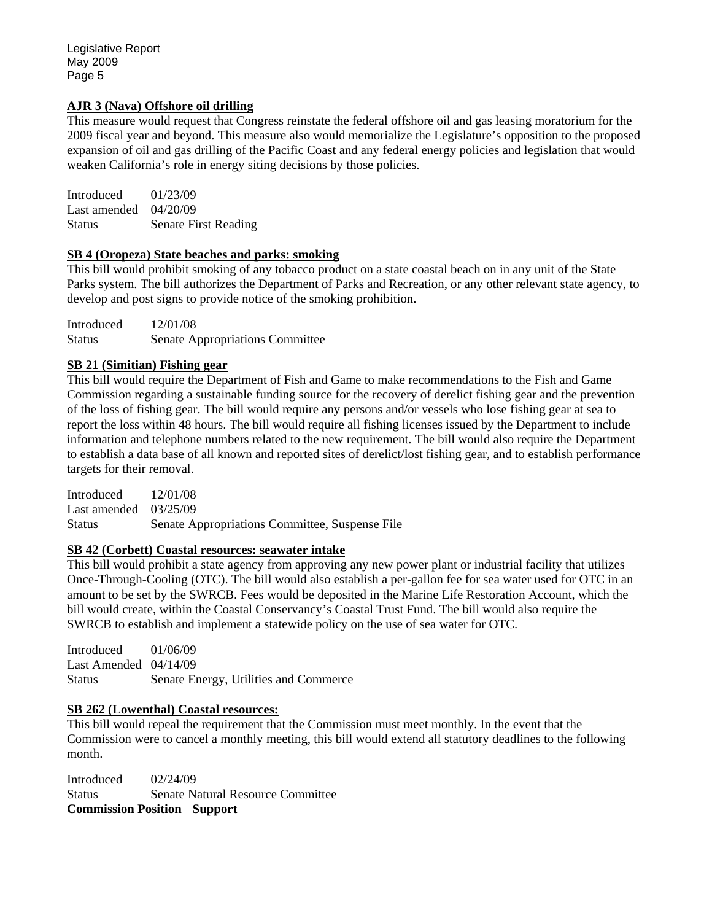**AJR 3 (Nava) Offshore oil drilling**

This measure would request that Congress reinstate the federal offshore oil and gas leasing moratorium for the 2009 fiscal year and beyond. This measure also would memorialize the Legislature's opposition to the proposed expansion of oil and gas drilling of the Pacific Coast and any federal energy policies and legislation that would weaken California's role in energy siting decisions by those policies.

Introduced 01/23/09
Last amended 04/20/09
Status Senate First Reading

**SB 4 (Oropeza) State beaches and parks: smoking**

This bill would prohibit smoking of any tobacco product on a state coastal beach on in any unit of the State Parks system. The bill authorizes the Department of Parks and Recreation, or any other relevant state agency, to develop and post signs to provide notice of the smoking prohibition.

Introduced 12/01/08
Status Senate Appropriations Committee

**SB 21 (Simitian) Fishing gear**

This bill would require the Department of Fish and Game to make recommendations to the Fish and Game Commission regarding a sustainable funding source for the recovery of derelict fishing gear and the prevention of the loss of fishing gear. The bill would require any persons and/or vessels who lose fishing gear at sea to report the loss within 48 hours. The bill would require all fishing licenses issued by the Department to include information and telephone numbers related to the new requirement. The bill would also require the Department to establish a data base of all known and reported sites of derelict/lost fishing gear, and to establish performance targets for their removal.

Introduced 12/01/08
Last amended 03/25/09
Status Senate Appropriations Committee, Suspense File

**SB 42 (Corbett) Coastal resources: seawater intake**

This bill would prohibit a state agency from approving any new power plant or industrial facility that utilizes Once-Through-Cooling (OTC). The bill would also establish a per-gallon fee for sea water used for OTC in an amount to be set by the SWRCB. Fees would be deposited in the Marine Life Restoration Account, which the bill would create, within the Coastal Conservancy's Coastal Trust Fund. The bill would also require the SWRCB to establish and implement a statewide policy on the use of sea water for OTC.

Introduced 01/06/09
Last Amended 04/14/09
Status Senate Energy, Utilities and Commerce

**SB 262 (Lowenthal) Coastal resources:**

This bill would repeal the requirement that the Commission must meet monthly. In the event that the Commission were to cancel a monthly meeting, this bill would extend all statutory deadlines to the following month.

Introduced 02/24/09
Status Senate Natural Resource Committee
**Commission Position Support**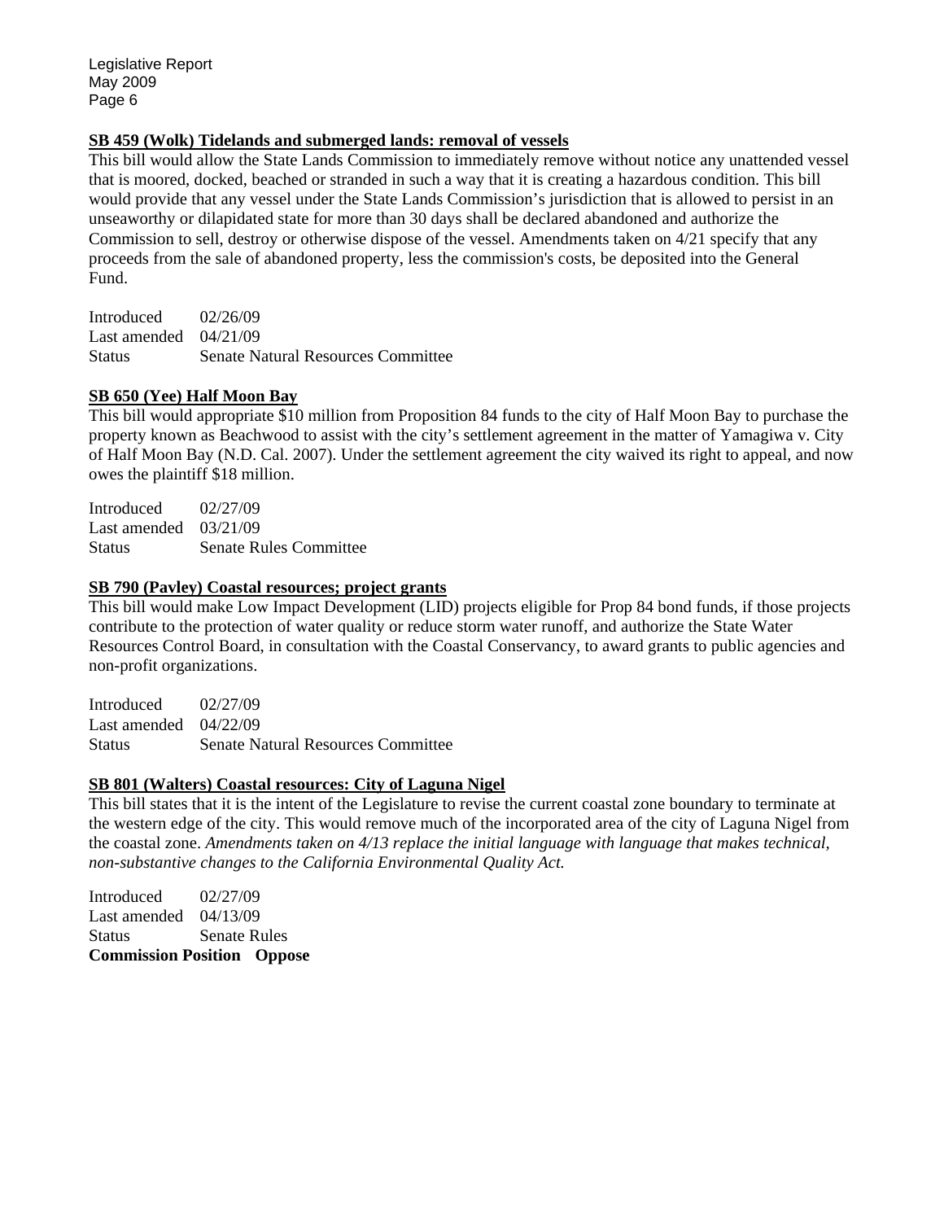### SB 459 (Wolk) Tidelands and submerged lands: removal of vessels

This bill would allow the State Lands Commission to immediately remove without notice any unattended vessel that is moored, docked, beached or stranded in such a way that it is creating a hazardous condition. This bill would provide that any vessel under the State Lands Commission's jurisdiction that is allowed to persist in an unseaworthy or dilapidated state for more than 30 days shall be declared abandoned and authorize the Commission to sell, destroy or otherwise dispose of the vessel. Amendments taken on 4/21 specify that any proceeds from the sale of abandoned property, less the commission's costs, be deposited into the General Fund.

Introduced 02/26/09
Last amended 04/21/09
Status Senate Natural Resources Committee

### SB 650 (Yee) Half Moon Bay

This bill would appropriate $10 million from Proposition 84 funds to the city of Half Moon Bay to purchase the property known as Beachwood to assist with the city's settlement agreement in the matter of Yamagiwa v. City of Half Moon Bay (N.D. Cal. 2007). Under the settlement agreement the city waived its right to appeal, and now owes the plaintiff $18 million.

Introduced 02/27/09
Last amended 03/21/09
Status Senate Rules Committee

### SB 790 (Pavley) Coastal resources; project grants

This bill would make Low Impact Development (LID) projects eligible for Prop 84 bond funds, if those projects contribute to the protection of water quality or reduce storm water runoff, and authorize the State Water Resources Control Board, in consultation with the Coastal Conservancy, to award grants to public agencies and non-profit organizations.

Introduced 02/27/09
Last amended 04/22/09
Status Senate Natural Resources Committee

### SB 801 (Walters) Coastal resources: City of Laguna Nigel

This bill states that it is the intent of the Legislature to revise the current coastal zone boundary to terminate at the western edge of the city. This would remove much of the incorporated area of the city of Laguna Nigel from the coastal zone. *Amendments taken on 4/13 replace the initial language with language that makes technical, non-substantive changes to the California Environmental Quality Act.*

Introduced 02/27/09
Last amended 04/13/09
Status Senate Rules
**Commission Position Oppose**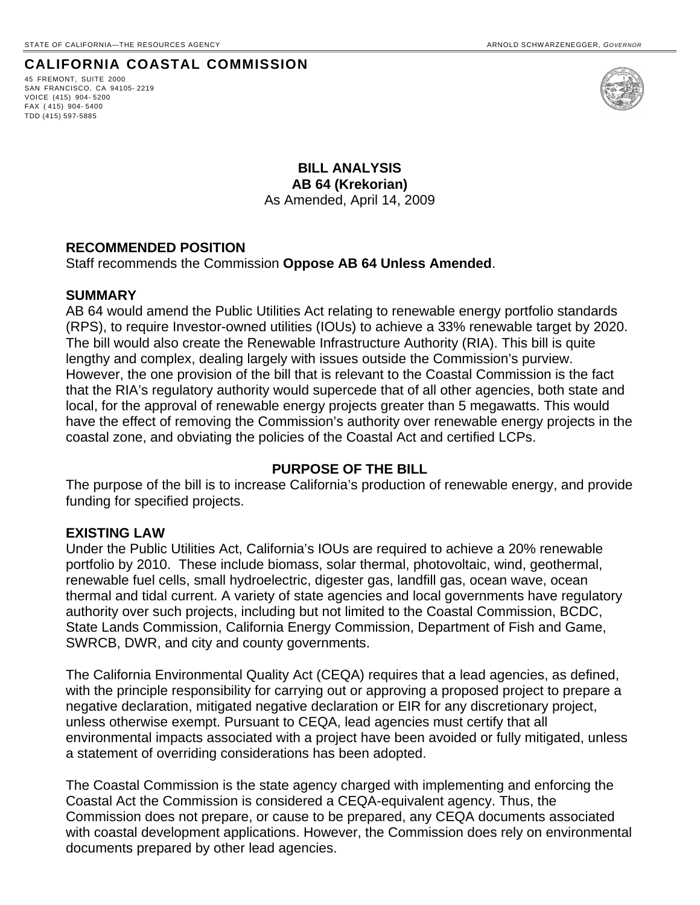STATE OF CALIFORNIA—THE RESOURCES AGENCY — ARNOLD SCHWARZENEGGER, *GOVERNOR*

# CALIFORNIA COASTAL COMMISSION

45 FREMONT, SUITE 2000
SAN FRANCISCO, CA 94105-2219
VOICE (415) 904-5200
FAX (415) 904-5400
TDD (415) 597-5885

**BILL ANALYSIS**
**AB 64 (Krekorian)**
As Amended, April 14, 2009

## RECOMMENDED POSITION

Staff recommends the Commission **Oppose AB 64 Unless Amended**.

## SUMMARY

AB 64 would amend the Public Utilities Act relating to renewable energy portfolio standards (RPS), to require Investor-owned utilities (IOUs) to achieve a 33% renewable target by 2020. The bill would also create the Renewable Infrastructure Authority (RIA). This bill is quite lengthy and complex, dealing largely with issues outside the Commission's purview. However, the one provision of the bill that is relevant to the Coastal Commission is the fact that the RIA's regulatory authority would supercede that of all other agencies, both state and local, for the approval of renewable energy projects greater than 5 megawatts. This would have the effect of removing the Commission's authority over renewable energy projects in the coastal zone, and obviating the policies of the Coastal Act and certified LCPs.

## PURPOSE OF THE BILL

The purpose of the bill is to increase California's production of renewable energy, and provide funding for specified projects.

## EXISTING LAW

Under the Public Utilities Act, California's IOUs are required to achieve a 20% renewable portfolio by 2010. These include biomass, solar thermal, photovoltaic, wind, geothermal, renewable fuel cells, small hydroelectric, digester gas, landfill gas, ocean wave, ocean thermal and tidal current. A variety of state agencies and local governments have regulatory authority over such projects, including but not limited to the Coastal Commission, BCDC, State Lands Commission, California Energy Commission, Department of Fish and Game, SWRCB, DWR, and city and county governments.

The California Environmental Quality Act (CEQA) requires that a lead agencies, as defined, with the principle responsibility for carrying out or approving a proposed project to prepare a negative declaration, mitigated negative declaration or EIR for any discretionary project, unless otherwise exempt. Pursuant to CEQA, lead agencies must certify that all environmental impacts associated with a project have been avoided or fully mitigated, unless a statement of overriding considerations has been adopted.

The Coastal Commission is the state agency charged with implementing and enforcing the Coastal Act the Commission is considered a CEQA-equivalent agency. Thus, the Commission does not prepare, or cause to be prepared, any CEQA documents associated with coastal development applications. However, the Commission does rely on environmental documents prepared by other lead agencies.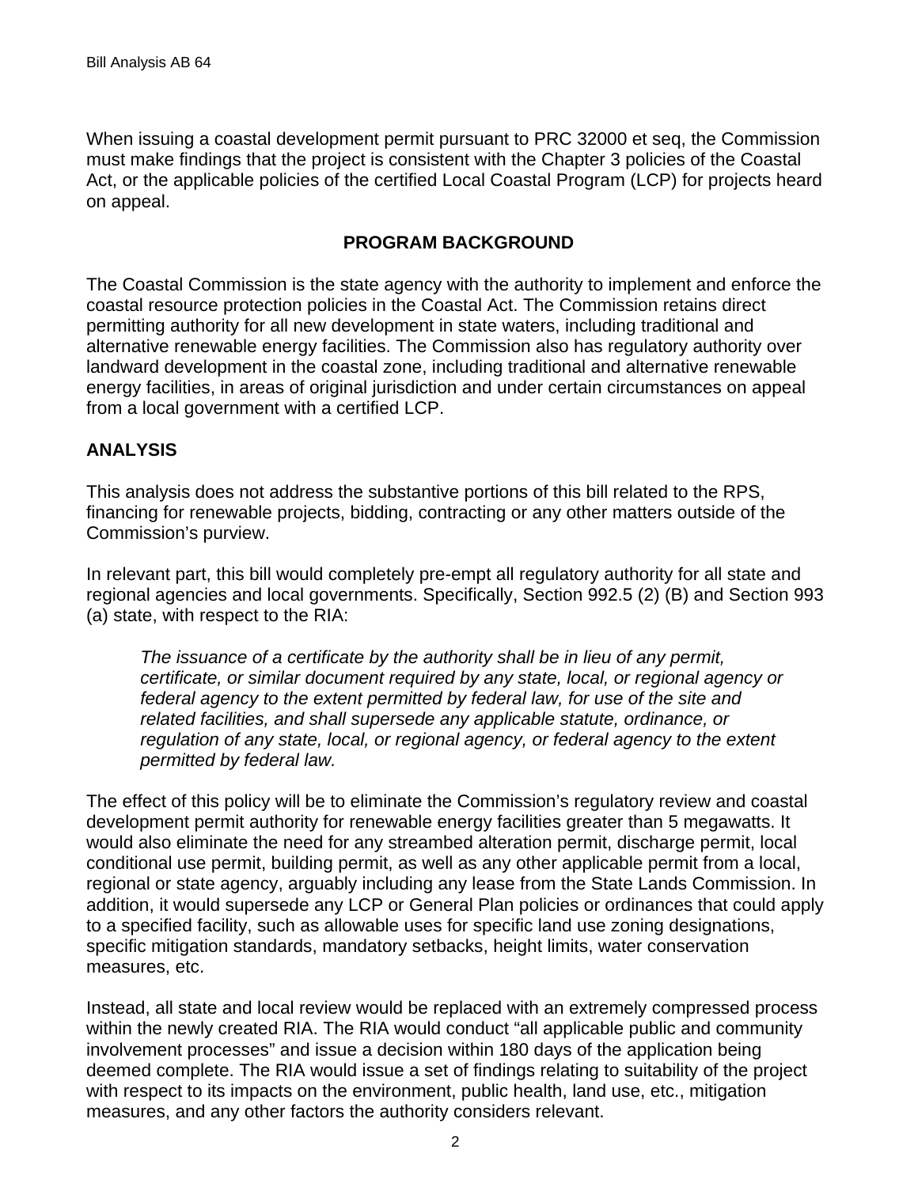When issuing a coastal development permit pursuant to PRC 32000 et seq, the Commission must make findings that the project is consistent with the Chapter 3 policies of the Coastal Act, or the applicable policies of the certified Local Coastal Program (LCP) for projects heard on appeal.

## PROGRAM BACKGROUND

The Coastal Commission is the state agency with the authority to implement and enforce the coastal resource protection policies in the Coastal Act. The Commission retains direct permitting authority for all new development in state waters, including traditional and alternative renewable energy facilities. The Commission also has regulatory authority over landward development in the coastal zone, including traditional and alternative renewable energy facilities, in areas of original jurisdiction and under certain circumstances on appeal from a local government with a certified LCP.

## ANALYSIS

This analysis does not address the substantive portions of this bill related to the RPS, financing for renewable projects, bidding, contracting or any other matters outside of the Commission's purview.

In relevant part, this bill would completely pre-empt all regulatory authority for all state and regional agencies and local governments. Specifically, Section 992.5 (2) (B) and Section 993 (a) state, with respect to the RIA:

> *The issuance of a certificate by the authority shall be in lieu of any permit, certificate, or similar document required by any state, local, or regional agency or federal agency to the extent permitted by federal law, for use of the site and related facilities, and shall supersede any applicable statute, ordinance, or regulation of any state, local, or regional agency, or federal agency to the extent permitted by federal law.*

The effect of this policy will be to eliminate the Commission's regulatory review and coastal development permit authority for renewable energy facilities greater than 5 megawatts. It would also eliminate the need for any streambed alteration permit, discharge permit, local conditional use permit, building permit, as well as any other applicable permit from a local, regional or state agency, arguably including any lease from the State Lands Commission. In addition, it would supersede any LCP or General Plan policies or ordinances that could apply to a specified facility, such as allowable uses for specific land use zoning designations, specific mitigation standards, mandatory setbacks, height limits, water conservation measures, etc.

Instead, all state and local review would be replaced with an extremely compressed process within the newly created RIA. The RIA would conduct "all applicable public and community involvement processes" and issue a decision within 180 days of the application being deemed complete. The RIA would issue a set of findings relating to suitability of the project with respect to its impacts on the environment, public health, land use, etc., mitigation measures, and any other factors the authority considers relevant.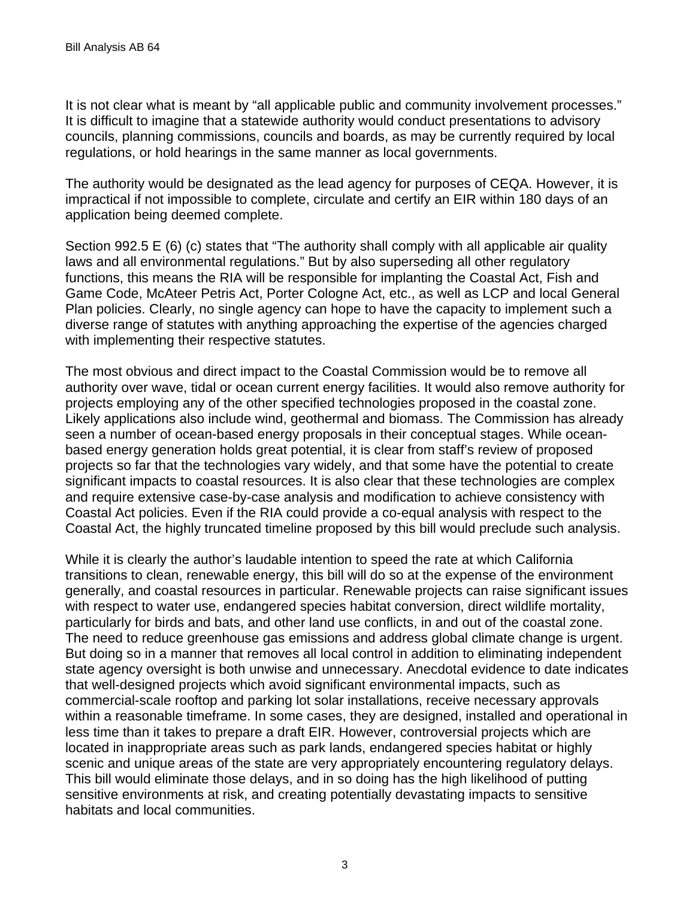It is not clear what is meant by "all applicable public and community involvement processes." It is difficult to imagine that a statewide authority would conduct presentations to advisory councils, planning commissions, councils and boards, as may be currently required by local regulations, or hold hearings in the same manner as local governments.

The authority would be designated as the lead agency for purposes of CEQA. However, it is impractical if not impossible to complete, circulate and certify an EIR within 180 days of an application being deemed complete.

Section 992.5 E (6) (c) states that "The authority shall comply with all applicable air quality laws and all environmental regulations." But by also superseding all other regulatory functions, this means the RIA will be responsible for implanting the Coastal Act, Fish and Game Code, McAteer Petris Act, Porter Cologne Act, etc., as well as LCP and local General Plan policies. Clearly, no single agency can hope to have the capacity to implement such a diverse range of statutes with anything approaching the expertise of the agencies charged with implementing their respective statutes.

The most obvious and direct impact to the Coastal Commission would be to remove all authority over wave, tidal or ocean current energy facilities. It would also remove authority for projects employing any of the other specified technologies proposed in the coastal zone. Likely applications also include wind, geothermal and biomass. The Commission has already seen a number of ocean-based energy proposals in their conceptual stages. While ocean-based energy generation holds great potential, it is clear from staff's review of proposed projects so far that the technologies vary widely, and that some have the potential to create significant impacts to coastal resources. It is also clear that these technologies are complex and require extensive case-by-case analysis and modification to achieve consistency with Coastal Act policies. Even if the RIA could provide a co-equal analysis with respect to the Coastal Act, the highly truncated timeline proposed by this bill would preclude such analysis.

While it is clearly the author's laudable intention to speed the rate at which California transitions to clean, renewable energy, this bill will do so at the expense of the environment generally, and coastal resources in particular. Renewable projects can raise significant issues with respect to water use, endangered species habitat conversion, direct wildlife mortality, particularly for birds and bats, and other land use conflicts, in and out of the coastal zone. The need to reduce greenhouse gas emissions and address global climate change is urgent. But doing so in a manner that removes all local control in addition to eliminating independent state agency oversight is both unwise and unnecessary. Anecdotal evidence to date indicates that well-designed projects which avoid significant environmental impacts, such as commercial-scale rooftop and parking lot solar installations, receive necessary approvals within a reasonable timeframe. In some cases, they are designed, installed and operational in less time than it takes to prepare a draft EIR. However, controversial projects which are located in inappropriate areas such as park lands, endangered species habitat or highly scenic and unique areas of the state are very appropriately encountering regulatory delays. This bill would eliminate those delays, and in so doing has the high likelihood of putting sensitive environments at risk, and creating potentially devastating impacts to sensitive habitats and local communities.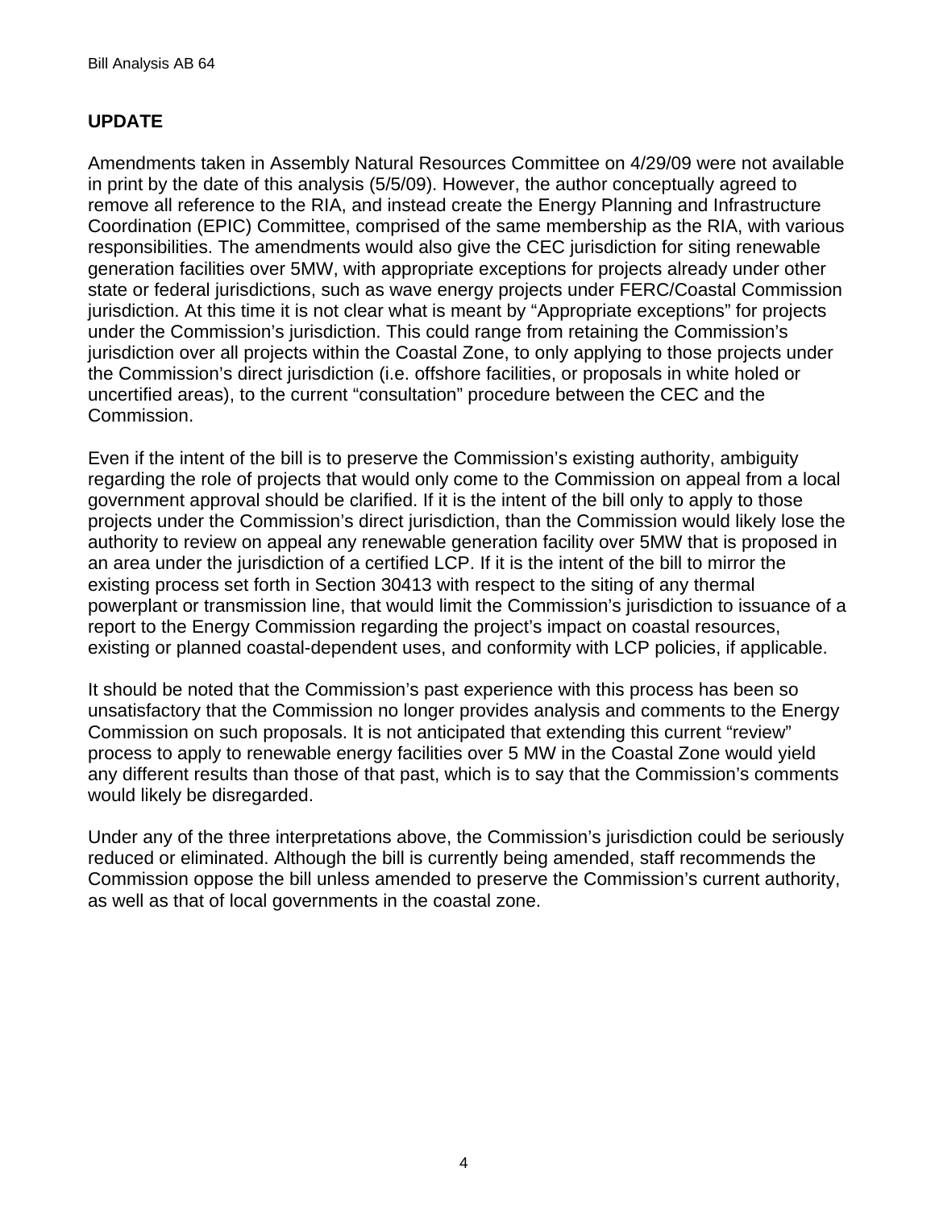## UPDATE

Amendments taken in Assembly Natural Resources Committee on 4/29/09 were not available in print by the date of this analysis (5/5/09). However, the author conceptually agreed to remove all reference to the RIA, and instead create the Energy Planning and Infrastructure Coordination (EPIC) Committee, comprised of the same membership as the RIA, with various responsibilities. The amendments would also give the CEC jurisdiction for siting renewable generation facilities over 5MW, with appropriate exceptions for projects already under other state or federal jurisdictions, such as wave energy projects under FERC/Coastal Commission jurisdiction. At this time it is not clear what is meant by "Appropriate exceptions" for projects under the Commission's jurisdiction. This could range from retaining the Commission's jurisdiction over all projects within the Coastal Zone, to only applying to those projects under the Commission's direct jurisdiction (i.e. offshore facilities, or proposals in white holed or uncertified areas), to the current "consultation" procedure between the CEC and the Commission.

Even if the intent of the bill is to preserve the Commission's existing authority, ambiguity regarding the role of projects that would only come to the Commission on appeal from a local government approval should be clarified. If it is the intent of the bill only to apply to those projects under the Commission's direct jurisdiction, than the Commission would likely lose the authority to review on appeal any renewable generation facility over 5MW that is proposed in an area under the jurisdiction of a certified LCP. If it is the intent of the bill to mirror the existing process set forth in Section 30413 with respect to the siting of any thermal powerplant or transmission line, that would limit the Commission's jurisdiction to issuance of a report to the Energy Commission regarding the project's impact on coastal resources, existing or planned coastal-dependent uses, and conformity with LCP policies, if applicable.

It should be noted that the Commission's past experience with this process has been so unsatisfactory that the Commission no longer provides analysis and comments to the Energy Commission on such proposals. It is not anticipated that extending this current "review" process to apply to renewable energy facilities over 5 MW in the Coastal Zone would yield any different results than those of that past, which is to say that the Commission's comments would likely be disregarded.

Under any of the three interpretations above, the Commission's jurisdiction could be seriously reduced or eliminated. Although the bill is currently being amended, staff recommends the Commission oppose the bill unless amended to preserve the Commission's current authority, as well as that of local governments in the coastal zone.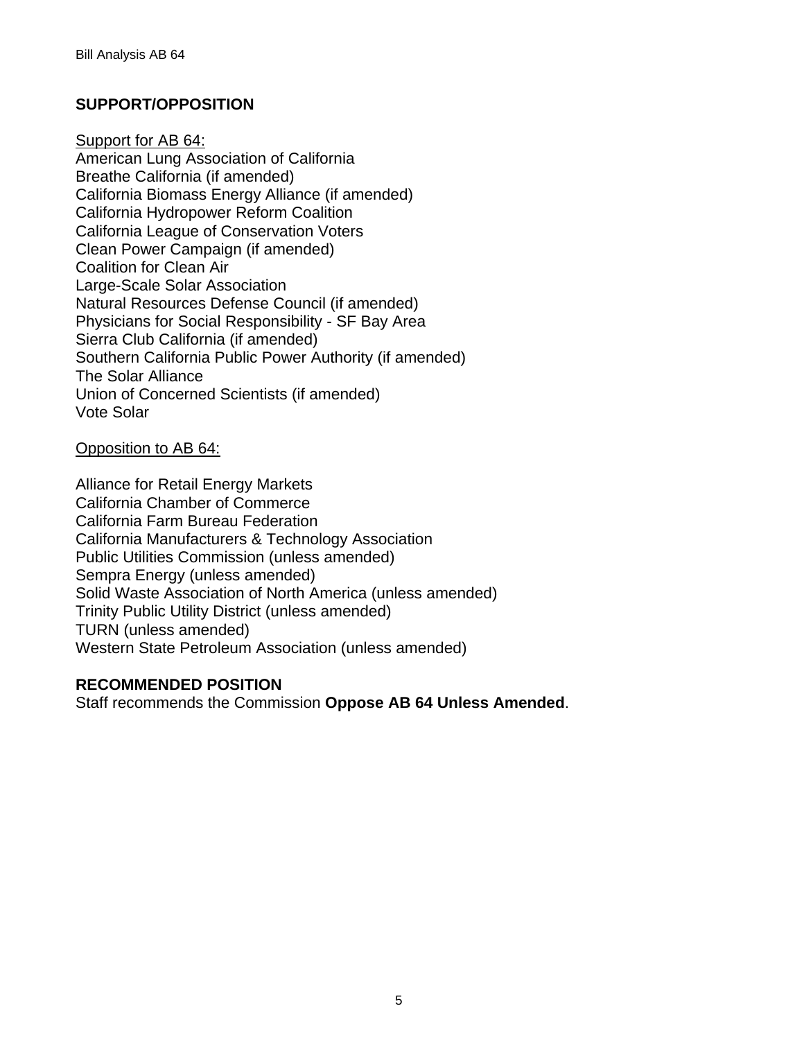## SUPPORT/OPPOSITION

Support for AB 64:

American Lung Association of California
Breathe California (if amended)
California Biomass Energy Alliance (if amended)
California Hydropower Reform Coalition
California League of Conservation Voters
Clean Power Campaign (if amended)
Coalition for Clean Air
Large-Scale Solar Association
Natural Resources Defense Council (if amended)
Physicians for Social Responsibility - SF Bay Area
Sierra Club California (if amended)
Southern California Public Power Authority (if amended)
The Solar Alliance
Union of Concerned Scientists (if amended)
Vote Solar

Opposition to AB 64:

Alliance for Retail Energy Markets
California Chamber of Commerce
California Farm Bureau Federation
California Manufacturers & Technology Association
Public Utilities Commission (unless amended)
Sempra Energy (unless amended)
Solid Waste Association of North America (unless amended)
Trinity Public Utility District (unless amended)
TURN (unless amended)
Western State Petroleum Association (unless amended)

## RECOMMENDED POSITION

Staff recommends the Commission **Oppose AB 64 Unless Amended**.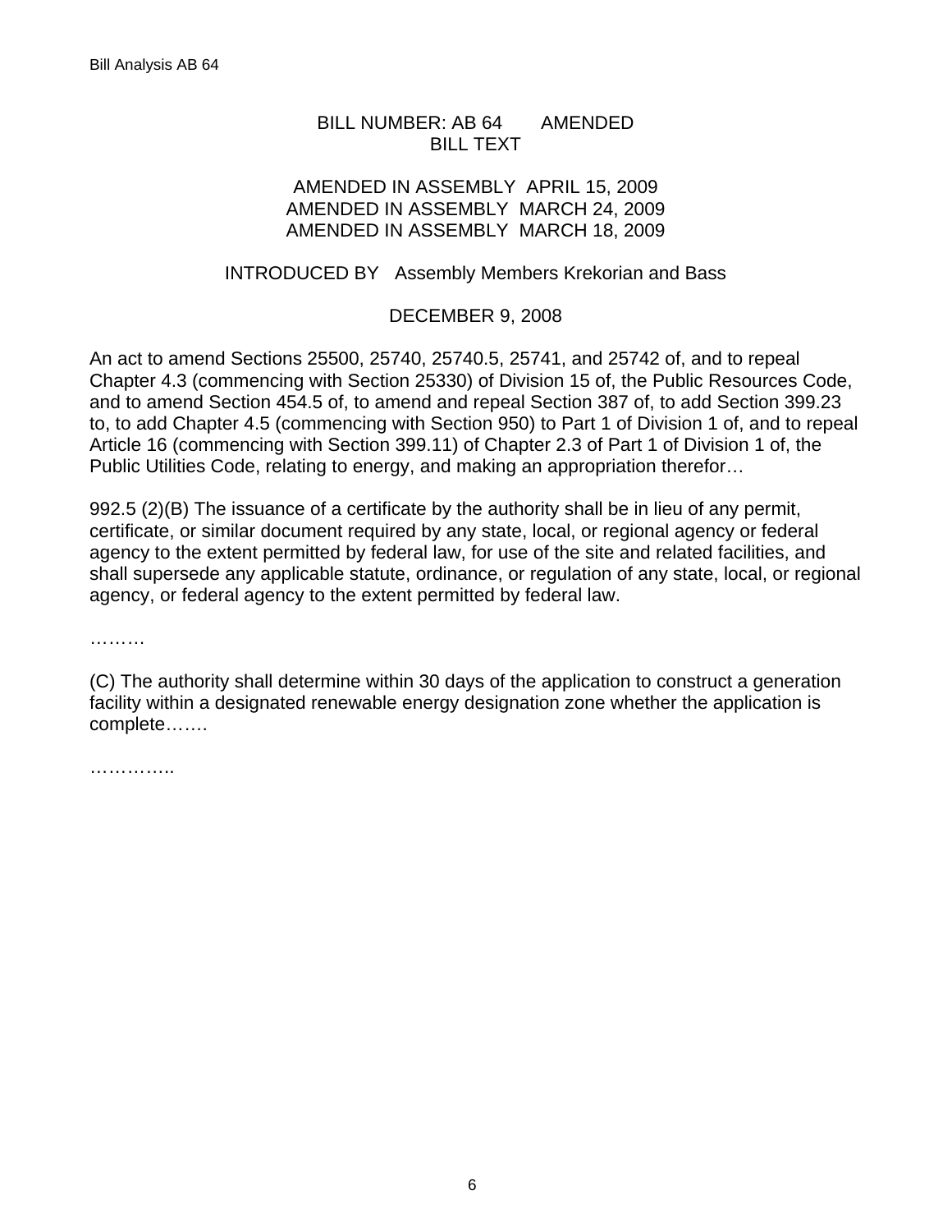BILL NUMBER: AB 64 AMENDED
BILL TEXT

AMENDED IN ASSEMBLY APRIL 15, 2009
AMENDED IN ASSEMBLY MARCH 24, 2009
AMENDED IN ASSEMBLY MARCH 18, 2009

INTRODUCED BY Assembly Members Krekorian and Bass

DECEMBER 9, 2008

An act to amend Sections 25500, 25740, 25740.5, 25741, and 25742 of, and to repeal Chapter 4.3 (commencing with Section 25330) of Division 15 of, the Public Resources Code, and to amend Section 454.5 of, to amend and repeal Section 387 of, to add Section 399.23 to, to add Chapter 4.5 (commencing with Section 950) to Part 1 of Division 1 of, and to repeal Article 16 (commencing with Section 399.11) of Chapter 2.3 of Part 1 of Division 1 of, the Public Utilities Code, relating to energy, and making an appropriation therefor…

992.5 (2)(B) The issuance of a certificate by the authority shall be in lieu of any permit, certificate, or similar document required by any state, local, or regional agency or federal agency to the extent permitted by federal law, for use of the site and related facilities, and shall supersede any applicable statute, ordinance, or regulation of any state, local, or regional agency, or federal agency to the extent permitted by federal law.

………

(C) The authority shall determine within 30 days of the application to construct a generation facility within a designated renewable energy designation zone whether the application is complete…….

…………..